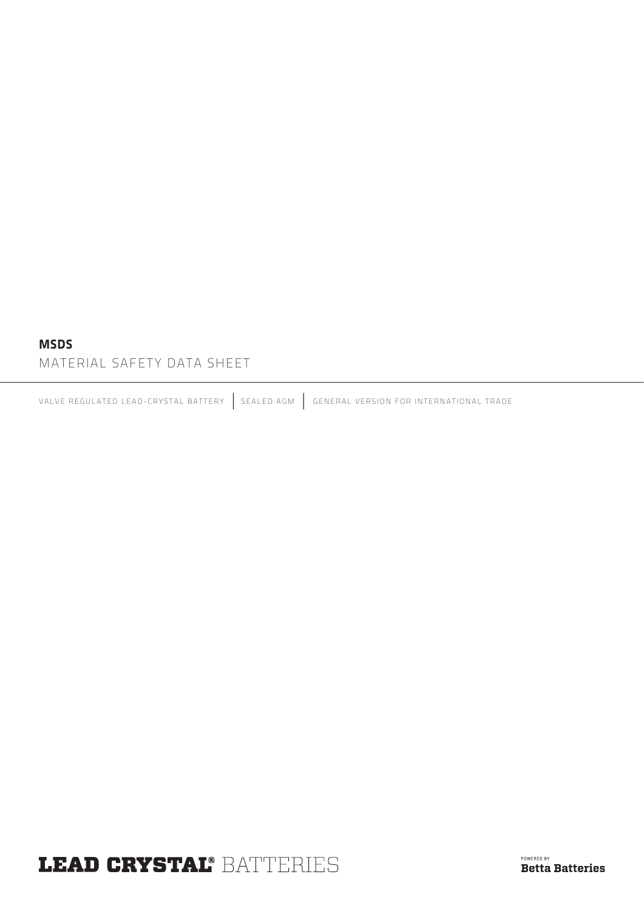# MSDS

## MATERIAL SAFETY DATA SHEET

VALVE REGULATED LEAD-CRYSTAL BATTERY | SEALED AGM | GENERAL VERSION FOR INTERNATIONAL TRADE

**LEAD CRYSTAL®** BATTERIES

POWERED BY
**Betta Batteries**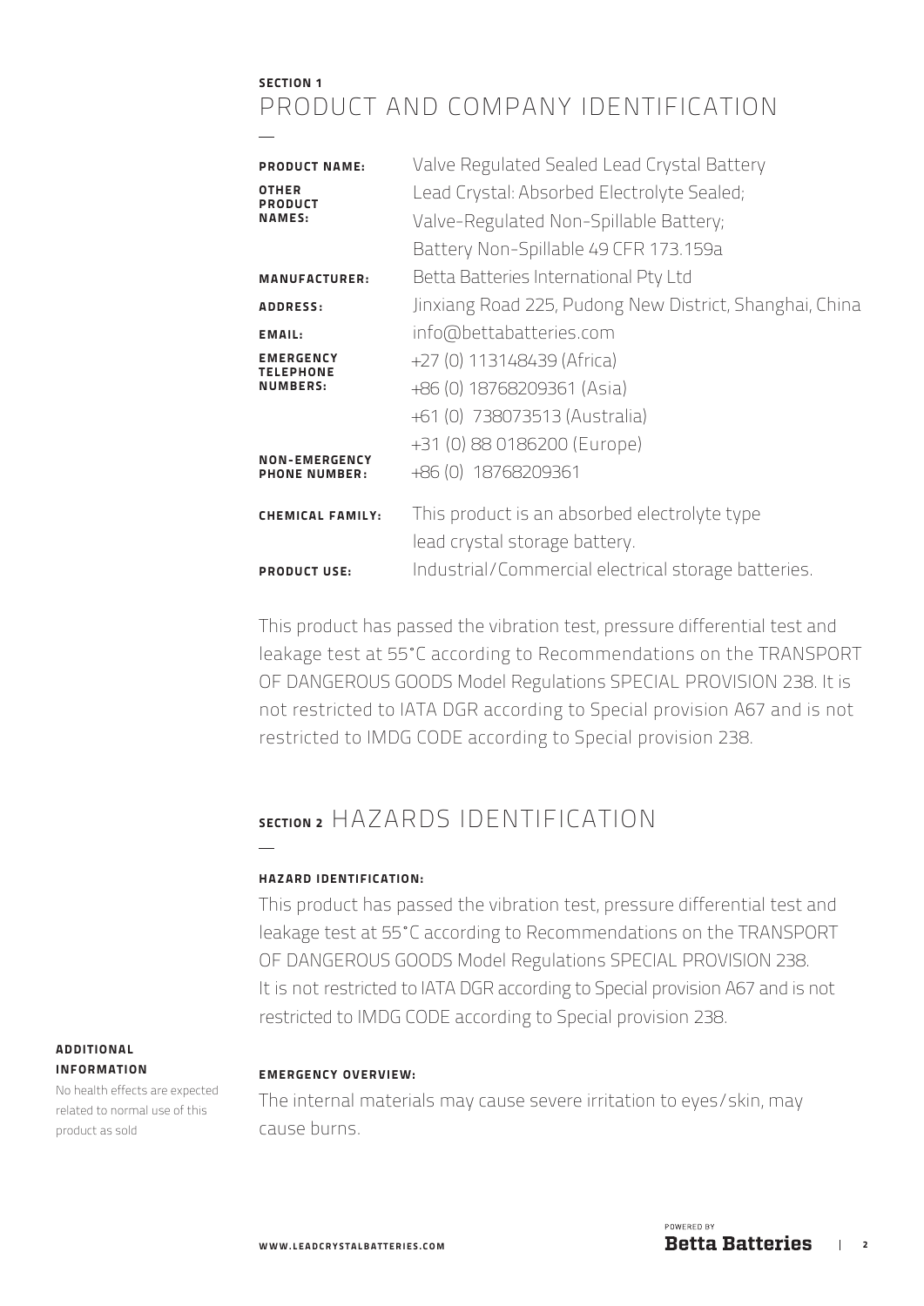## SECTION 1
# PRODUCT AND COMPANY IDENTIFICATION

| | |
|---|---|
| **PRODUCT NAME:** | Valve Regulated Sealed Lead Crystal Battery |
| **OTHER PRODUCT NAMES:** | Lead Crystal: Absorbed Electrolyte Sealed; Valve-Regulated Non-Spillable Battery; Battery Non-Spillable 49 CFR 173.159a |
| **MANUFACTURER:** | Betta Batteries International Pty Ltd |
| **ADDRESS:** | Jinxiang Road 225, Pudong New District, Shanghai, China |
| **EMAIL:** | info@bettabatteries.com |
| **EMERGENCY TELEPHONE NUMBERS:** | +27 (0) 113148439 (Africa)<br>+86 (0) 18768209361 (Asia)<br>+61 (0) 738073513 (Australia)<br>+31 (0) 88 0186200 (Europe) |
| **NON-EMERGENCY PHONE NUMBER:** | +86 (0) 18768209361 |
| **CHEMICAL FAMILY:** | This product is an absorbed electrolyte type lead crystal storage battery. |
| **PRODUCT USE:** | Industrial/Commercial electrical storage batteries. |

This product has passed the vibration test, pressure differential test and leakage test at 55°C according to Recommendations on the TRANSPORT OF DANGEROUS GOODS Model Regulations SPECIAL PROVISION 238. It is not restricted to IATA DGR according to Special provision A67 and is not restricted to IMDG CODE according to Special provision 238.

# SECTION 2 HAZARDS IDENTIFICATION

**HAZARD IDENTIFICATION:**

This product has passed the vibration test, pressure differential test and leakage test at 55°C according to Recommendations on the TRANSPORT OF DANGEROUS GOODS Model Regulations SPECIAL PROVISION 238. It is not restricted to IATA DGR according to Special provision A67 and is not restricted to IMDG CODE according to Special provision 238.

**ADDITIONAL INFORMATION**

No health effects are expected related to normal use of this product as sold

**EMERGENCY OVERVIEW:**

The internal materials may cause severe irritation to eyes/skin, may cause burns.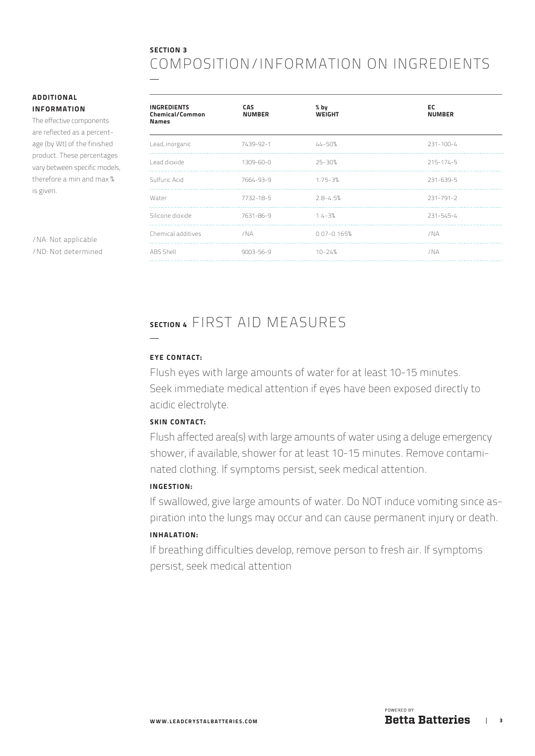**SECTION 3**

# COMPOSITION/INFORMATION ON INGREDIENTS

**ADDITIONAL INFORMATION**

The effective components are reflected as a percentage (by Wt) of the finished product. These percentages vary between specific models, therefore a min and max % is given.

/NA: Not applicable
/ND: Not determined

| INGREDIENTS Chemical/Common Names | CAS NUMBER | % by WEIGHT | EC NUMBER |
|---|---|---|---|
| Lead, inorganic | 7439-92-1 | 44-50% | 231-100-4 |
| Lead dioxide | 1309-60-0 | 25-30% | 215-174-5 |
| Sulfuric Acid | 7664-93-9 | 1.75-3% | 231-639-5 |
| Water | 7732-18-5 | 2.8-4.5% | 231-791-2 |
| Silicone dioxide | 7631-86-9 | 1.4-3% | 231-545-4 |
| Chemical additives | /NA | 0.07-0.165% | /NA |
| ABS Shell | 9003-56-9 | 10-24% | /NA |

# SECTION 4 FIRST AID MEASURES

**EYE CONTACT:**

Flush eyes with large amounts of water for at least 10-15 minutes. Seek immediate medical attention if eyes have been exposed directly to acidic electrolyte.

**SKIN CONTACT:**

Flush affected area(s) with large amounts of water using a deluge emergency shower, if available, shower for at least 10-15 minutes. Remove contaminated clothing. If symptoms persist, seek medical attention.

**INGESTION:**

If swallowed, give large amounts of water. Do NOT induce vomiting since aspiration into the lungs may occur and can cause permanent injury or death.

**INHALATION:**

If breathing difficulties develop, remove person to fresh air. If symptoms persist, seek medical attention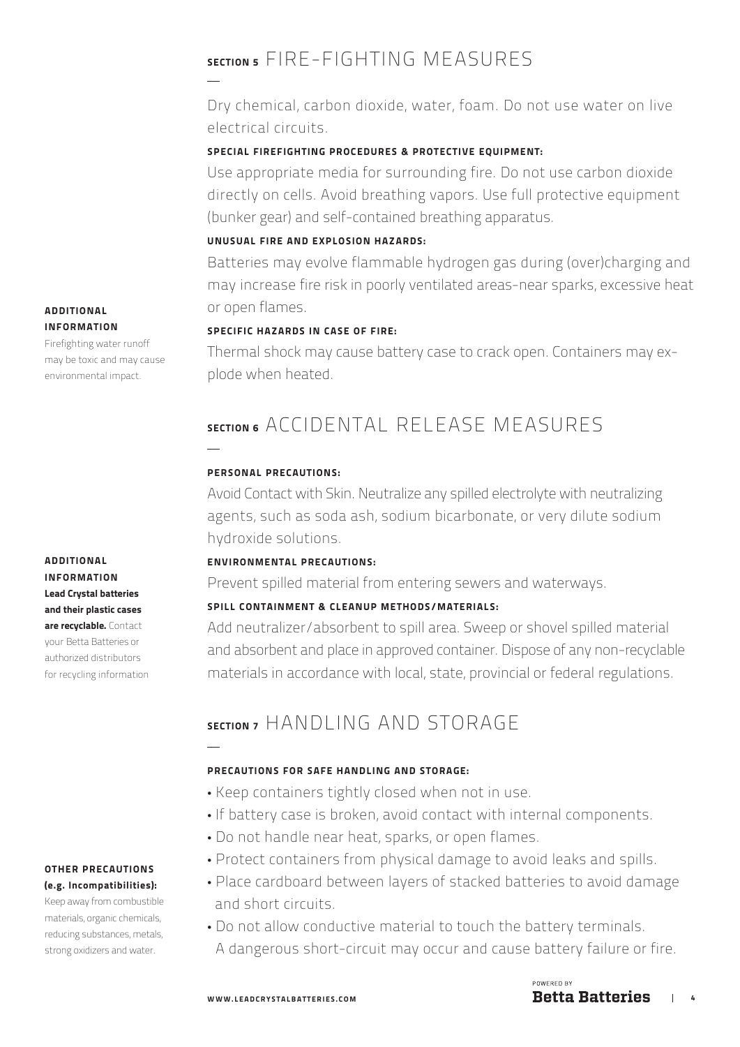## SECTION 5 FIRE-FIGHTING MEASURES

Dry chemical, carbon dioxide, water, foam. Do not use water on live electrical circuits.

**SPECIAL FIREFIGHTING PROCEDURES & PROTECTIVE EQUIPMENT:**

Use appropriate media for surrounding fire. Do not use carbon dioxide directly on cells. Avoid breathing vapors. Use full protective equipment (bunker gear) and self-contained breathing apparatus.

**UNUSUAL FIRE AND EXPLOSION HAZARDS:**

Batteries may evolve flammable hydrogen gas during (over)charging and may increase fire risk in poorly ventilated areas-near sparks, excessive heat or open flames.

**SPECIFIC HAZARDS IN CASE OF FIRE:**

Thermal shock may cause battery case to crack open. Containers may explode when heated.

**ADDITIONAL INFORMATION**

Firefighting water runoff may be toxic and may cause environmental impact.

## SECTION 6 ACCIDENTAL RELEASE MEASURES

**PERSONAL PRECAUTIONS:**

Avoid Contact with Skin. Neutralize any spilled electrolyte with neutralizing agents, such as soda ash, sodium bicarbonate, or very dilute sodium hydroxide solutions.

**ENVIRONMENTAL PRECAUTIONS:**

Prevent spilled material from entering sewers and waterways.

**SPILL CONTAINMENT & CLEANUP METHODS/MATERIALS:**

Add neutralizer/absorbent to spill area. Sweep or shovel spilled material and absorbent and place in approved container. Dispose of any non-recyclable materials in accordance with local, state, provincial or federal regulations.

**ADDITIONAL INFORMATION**

**Lead Crystal batteries and their plastic cases are recyclable.** Contact your Betta Batteries or authorized distributors for recycling information

## SECTION 7 HANDLING AND STORAGE

**PRECAUTIONS FOR SAFE HANDLING AND STORAGE:**

- Keep containers tightly closed when not in use.
- If battery case is broken, avoid contact with internal components.
- Do not handle near heat, sparks, or open flames.
- Protect containers from physical damage to avoid leaks and spills.
- Place cardboard between layers of stacked batteries to avoid damage and short circuits.
- Do not allow conductive material to touch the battery terminals. A dangerous short-circuit may occur and cause battery failure or fire.

**OTHER PRECAUTIONS (e.g. Incompatibilities):**

Keep away from combustible materials, organic chemicals, reducing substances, metals, strong oxidizers and water.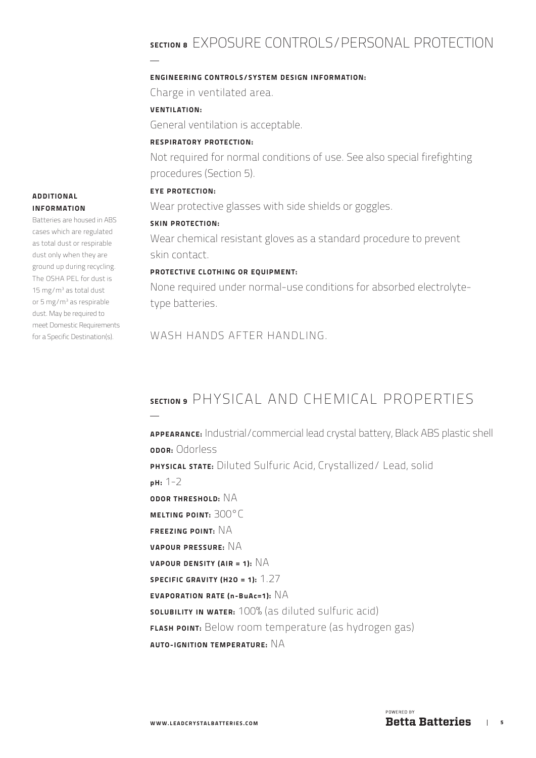## SECTION 8 EXPOSURE CONTROLS/PERSONAL PROTECTION

**ENGINEERING CONTROLS/SYSTEM DESIGN INFORMATION:**

Charge in ventilated area.

**VENTILATION:**

General ventilation is acceptable.

**RESPIRATORY PROTECTION:**

Not required for normal conditions of use. See also special firefighting procedures (Section 5).

**EYE PROTECTION:**

Wear protective glasses with side shields or goggles.

**SKIN PROTECTION:**

Wear chemical resistant gloves as a standard procedure to prevent skin contact.

**PROTECTIVE CLOTHING OR EQUIPMENT:**

None required under normal-use conditions for absorbed electrolyte-type batteries.

WASH HANDS AFTER HANDLING.

**ADDITIONAL INFORMATION**

Batteries are housed in ABS cases which are regulated as total dust or respirable dust only when they are ground up during recycling. The OSHA PEL for dust is 15 mg/m$^3$ as total dust or 5 mg/m$^3$ as respirable dust. May be required to meet Domestic Requirements for a Specific Destination(s).

## SECTION 9 PHYSICAL AND CHEMICAL PROPERTIES

**APPEARANCE:** Industrial/commercial lead crystal battery, Black ABS plastic shell

**ODOR:** Odorless

**PHYSICAL STATE:** Diluted Sulfuric Acid, Crystallized/ Lead, solid

**pH:** 1-2

**ODOR THRESHOLD:** NA

**MELTING POINT:** 300°C

**FREEZING POINT:** NA

**VAPOUR PRESSURE:** NA

**VAPOUR DENSITY (AIR = 1):** NA

**SPECIFIC GRAVITY (H2O = 1):** 1.27

**EVAPORATION RATE (n-BuAc=1):** NA

**SOLUBILITY IN WATER:** 100% (as diluted sulfuric acid)

**FLASH POINT:** Below room temperature (as hydrogen gas)

**AUTO-IGNITION TEMPERATURE:** NA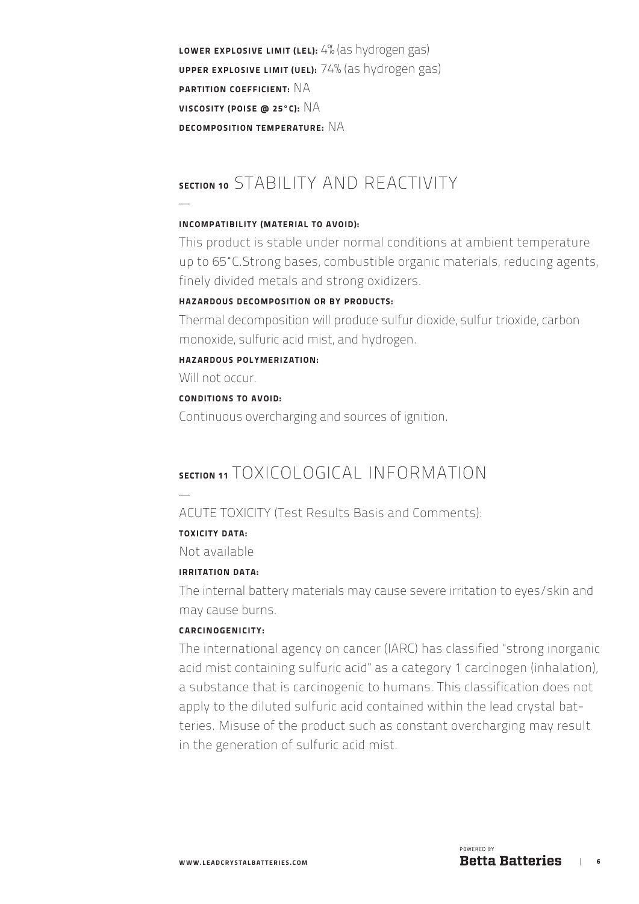**LOWER EXPLOSIVE LIMIT (LEL):** 4% (as hydrogen gas)

**UPPER EXPLOSIVE LIMIT (UEL):** 74% (as hydrogen gas)

**PARTITION COEFFICIENT:** NA

**VISCOSITY (POISE @ 25°C):** NA

**DECOMPOSITION TEMPERATURE:** NA

## SECTION 10 STABILITY AND REACTIVITY

**INCOMPATIBILITY (MATERIAL TO AVOID):**

This product is stable under normal conditions at ambient temperature up to 65°C.Strong bases, combustible organic materials, reducing agents, finely divided metals and strong oxidizers.

**HAZARDOUS DECOMPOSITION OR BY PRODUCTS:**

Thermal decomposition will produce sulfur dioxide, sulfur trioxide, carbon monoxide, sulfuric acid mist, and hydrogen.

**HAZARDOUS POLYMERIZATION:**

Will not occur.

**CONDITIONS TO AVOID:**

Continuous overcharging and sources of ignition.

## SECTION 11 TOXICOLOGICAL INFORMATION

ACUTE TOXICITY (Test Results Basis and Comments):

**TOXICITY DATA:**

Not available

**IRRITATION DATA:**

The internal battery materials may cause severe irritation to eyes/skin and may cause burns.

**CARCINOGENICITY:**

The international agency on cancer (IARC) has classified "strong inorganic acid mist containing sulfuric acid" as a category 1 carcinogen (inhalation), a substance that is carcinogenic to humans. This classification does not apply to the diluted sulfuric acid contained within the lead crystal batteries. Misuse of the product such as constant overcharging may result in the generation of sulfuric acid mist.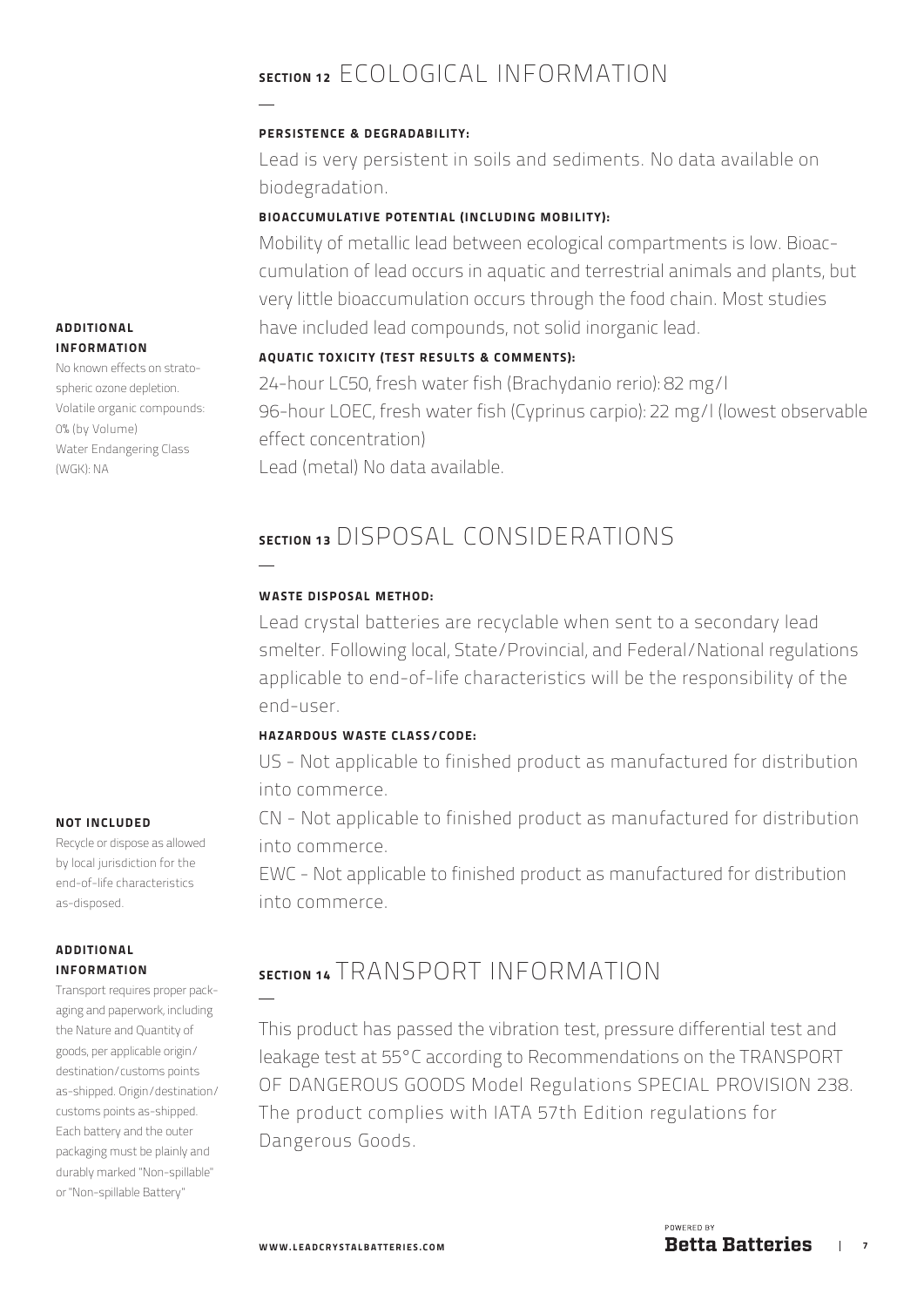## SECTION 12 ECOLOGICAL INFORMATION

**PERSISTENCE & DEGRADABILITY:**

Lead is very persistent in soils and sediments. No data available on biodegradation.

**BIOACCUMULATIVE POTENTIAL (INCLUDING MOBILITY):**

Mobility of metallic lead between ecological compartments is low. Bioaccumulation of lead occurs in aquatic and terrestrial animals and plants, but very little bioaccumulation occurs through the food chain. Most studies have included lead compounds, not solid inorganic lead.

**AQUATIC TOXICITY (TEST RESULTS & COMMENTS):**

24-hour LC50, fresh water fish (Brachydanio rerio): 82 mg/l
96-hour LOEC, fresh water fish (Cyprinus carpio): 22 mg/l (lowest observable effect concentration)
Lead (metal) No data available.

**ADDITIONAL INFORMATION**

No known effects on stratospheric ozone depletion.
Volatile organic compounds: 0% (by Volume)
Water Endangering Class (WGK): NA

## SECTION 13 DISPOSAL CONSIDERATIONS

**WASTE DISPOSAL METHOD:**

Lead crystal batteries are recyclable when sent to a secondary lead smelter. Following local, State/Provincial, and Federal/National regulations applicable to end-of-life characteristics will be the responsibility of the end-user.

**HAZARDOUS WASTE CLASS/CODE:**

US - Not applicable to finished product as manufactured for distribution into commerce.

CN - Not applicable to finished product as manufactured for distribution into commerce.

EWC - Not applicable to finished product as manufactured for distribution into commerce.

**NOT INCLUDED**

Recycle or dispose as allowed by local jurisdiction for the end-of-life characteristics as-disposed.

## SECTION 14 TRANSPORT INFORMATION

This product has passed the vibration test, pressure differential test and leakage test at 55°C according to Recommendations on the TRANSPORT OF DANGEROUS GOODS Model Regulations SPECIAL PROVISION 238. The product complies with IATA 57th Edition regulations for Dangerous Goods.

**ADDITIONAL INFORMATION**

Transport requires proper packaging and paperwork, including the Nature and Quantity of goods, per applicable origin/destination/customs points as-shipped. Origin/destination/customs points as-shipped. Each battery and the outer packaging must be plainly and durably marked "Non-spillable" or "Non-spillable Battery"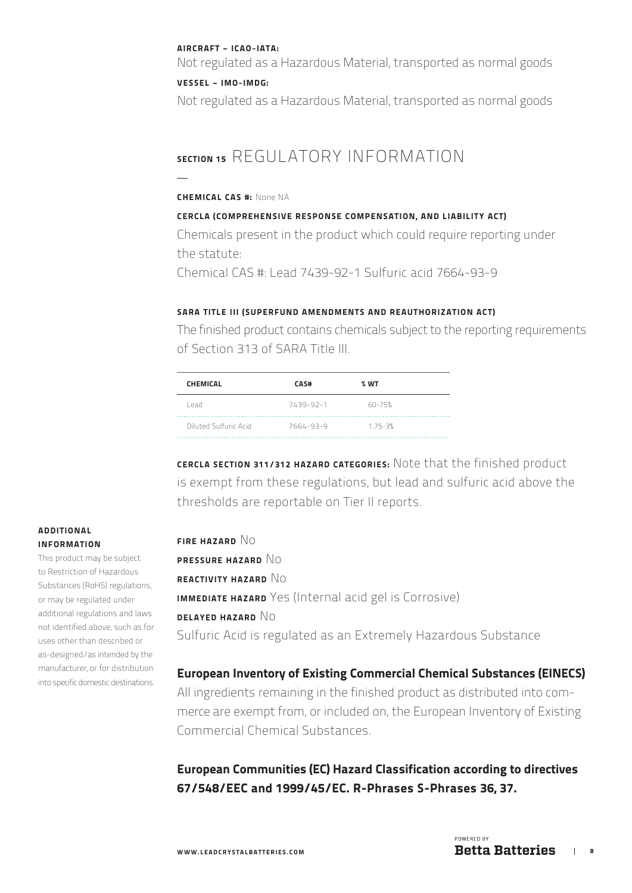**AIRCRAFT – ICAO-IATA:**

Not regulated as a Hazardous Material, transported as normal goods

**VESSEL – IMO-IMDG:**

Not regulated as a Hazardous Material, transported as normal goods

## SECTION 15 REGULATORY INFORMATION

**CHEMICAL CAS #:** None NA

**CERCLA (COMPREHENSIVE RESPONSE COMPENSATION, AND LIABILITY ACT)**

Chemicals present in the product which could require reporting under the statute:

Chemical CAS #: Lead 7439-92-1 Sulfuric acid 7664-93-9

**SARA TITLE III (SUPERFUND AMENDMENTS AND REAUTHORIZATION ACT)**

The finished product contains chemicals subject to the reporting requirements of Section 313 of SARA Title III.

| CHEMICAL | CAS# | % WT |
| --- | --- | --- |
| Lead | 7439-92-1 | 60-75% |
| Diluted Sulfuric Acid | 7664-93-9 | 1.75-3% |

**CERCLA SECTION 311/312 HAZARD CATEGORIES:** Note that the finished product is exempt from these regulations, but lead and sulfuric acid above the thresholds are reportable on Tier II reports.

**ADDITIONAL INFORMATION**

This product may be subject to Restriction of Hazardous Substances (RoHS) regulations, or may be regulated under additional regulations and laws not identified above, such as for uses other than described or as-designed/as intended by the manufacturer, or for distribution into specific domestic destinations.

**FIRE HAZARD** No

**PRESSURE HAZARD** No

**REACTIVITY HAZARD** No

**IMMEDIATE HAZARD** Yes (Internal acid gel is Corrosive)

**DELAYED HAZARD** No

Sulfuric Acid is regulated as an Extremely Hazardous Substance

**European Inventory of Existing Commercial Chemical Substances (EINECS)**

All ingredients remaining in the finished product as distributed into commerce are exempt from, or included on, the European Inventory of Existing Commercial Chemical Substances.

**European Communities (EC) Hazard Classification according to directives 67/548/EEC and 1999/45/EC. R-Phrases S-Phrases 36, 37.**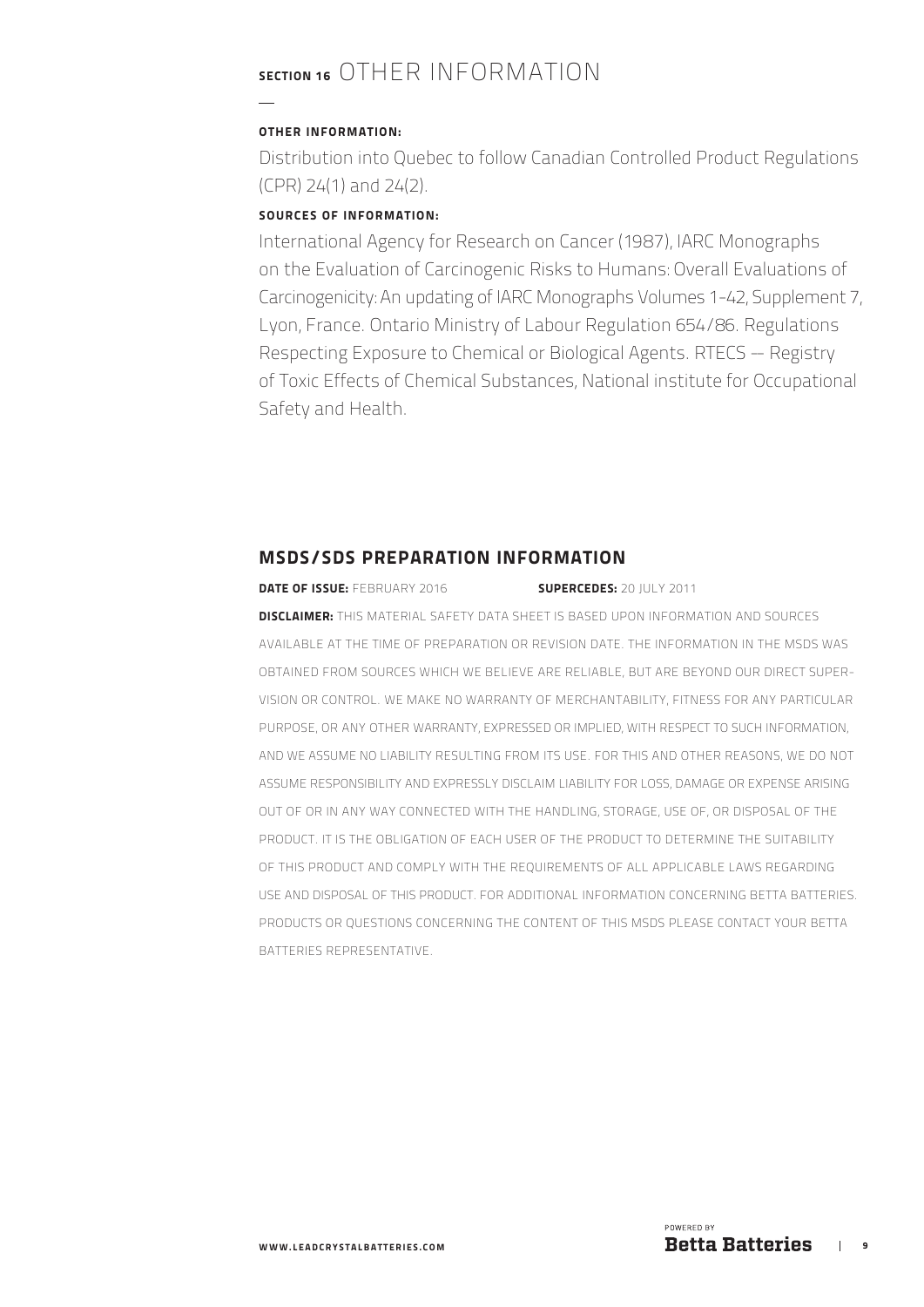## SECTION 16 OTHER INFORMATION

**OTHER INFORMATION:**

Distribution into Quebec to follow Canadian Controlled Product Regulations (CPR) 24(1) and 24(2).

**SOURCES OF INFORMATION:**

International Agency for Research on Cancer (1987), IARC Monographs on the Evaluation of Carcinogenic Risks to Humans: Overall Evaluations of Carcinogenicity: An updating of IARC Monographs Volumes 1-42, Supplement 7, Lyon, France. Ontario Ministry of Labour Regulation 654/86. Regulations Respecting Exposure to Chemical or Biological Agents. RTECS – Registry of Toxic Effects of Chemical Substances, National institute for Occupational Safety and Health.

## MSDS/SDS PREPARATION INFORMATION

**DATE OF ISSUE:** FEBRUARY 2016 **SUPERCEDES:** 20 JULY 2011

**DISCLAIMER:** THIS MATERIAL SAFETY DATA SHEET IS BASED UPON INFORMATION AND SOURCES AVAILABLE AT THE TIME OF PREPARATION OR REVISION DATE. THE INFORMATION IN THE MSDS WAS OBTAINED FROM SOURCES WHICH WE BELIEVE ARE RELIABLE, BUT ARE BEYOND OUR DIRECT SUPERVISION OR CONTROL. WE MAKE NO WARRANTY OF MERCHANTABILITY, FITNESS FOR ANY PARTICULAR PURPOSE, OR ANY OTHER WARRANTY, EXPRESSED OR IMPLIED, WITH RESPECT TO SUCH INFORMATION, AND WE ASSUME NO LIABILITY RESULTING FROM ITS USE. FOR THIS AND OTHER REASONS, WE DO NOT ASSUME RESPONSIBILITY AND EXPRESSLY DISCLAIM LIABILITY FOR LOSS, DAMAGE OR EXPENSE ARISING OUT OF OR IN ANY WAY CONNECTED WITH THE HANDLING, STORAGE, USE OF, OR DISPOSAL OF THE PRODUCT. IT IS THE OBLIGATION OF EACH USER OF THE PRODUCT TO DETERMINE THE SUITABILITY OF THIS PRODUCT AND COMPLY WITH THE REQUIREMENTS OF ALL APPLICABLE LAWS REGARDING USE AND DISPOSAL OF THIS PRODUCT. FOR ADDITIONAL INFORMATION CONCERNING BETTA BATTERIES. PRODUCTS OR QUESTIONS CONCERNING THE CONTENT OF THIS MSDS PLEASE CONTACT YOUR BETTA BATTERIES REPRESENTATIVE.